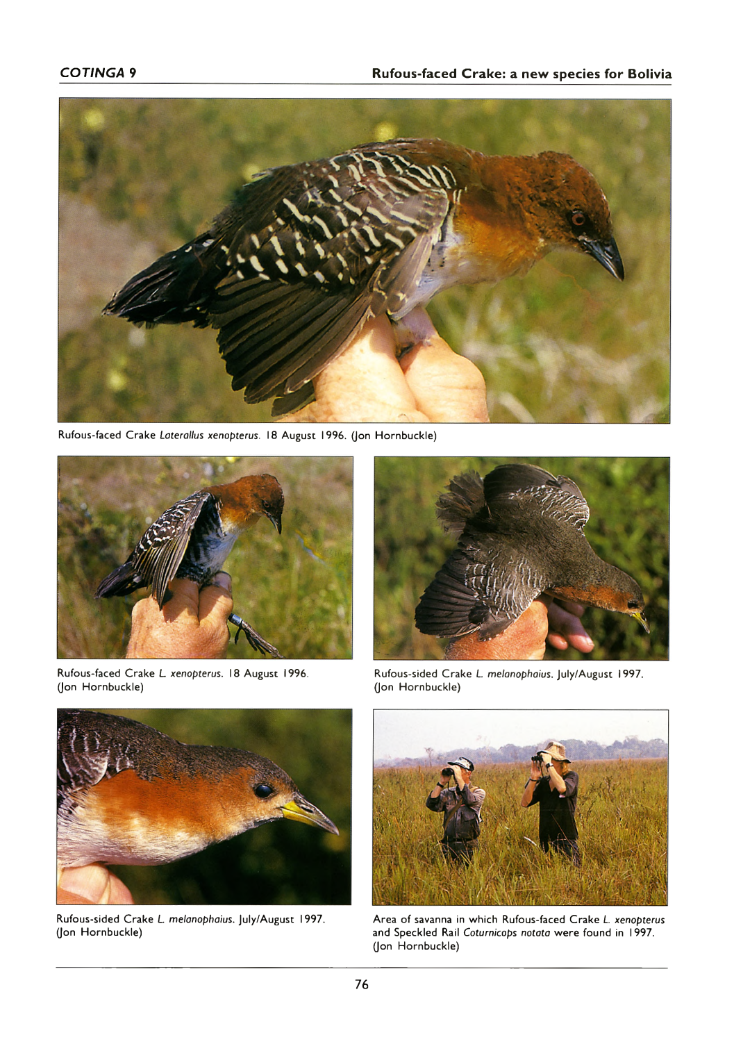Rufous-faced Crake *Laterallus xenopterus*. 18 August 1996. (Jon Hornbuckle)

Rufous-faced Crake *L. xenopterus*. 18 August 1996. (Jon Hornbuckle)

Rufous-sided Crake *L. melanophaius*. July/August 1997. (Jon Hornbuckle)

Rufous-sided Crake *L. melanophaius*. July/August 1997. (Jon Hornbuckle)

Area of savanna in which Rufous-faced Crake *L. xenopterus* and Speckled Rail *Coturnicops notata* were found in 1997. (Jon Hornbuckle)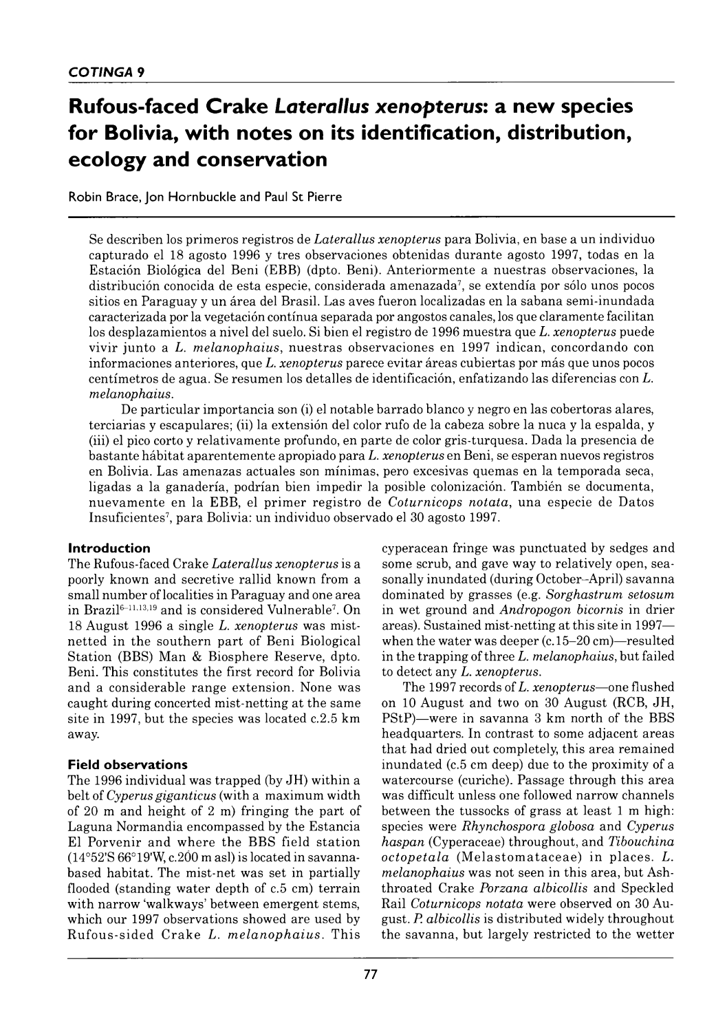# Rufous-faced Crake *Laterallus xenopterus*: a new species for Bolivia, with notes on its identification, distribution, ecology and conservation

Robin Brace, Jon Hornbuckle and Paul St Pierre

Se describen los primeros registros de *Laterallus xenopterus* para Bolivia, en base a un individuo capturado el 18 agosto 1996 y tres observaciones obtenidas durante agosto 1997, todas en la Estación Biológica del Beni (EBB) (dpto. Beni). Anteriormente a nuestras observaciones, la distribución conocida de esta especie, considerada amenazada[7], se extendía por sólo unos pocos sitios en Paraguay y un área del Brasil. Las aves fueron localizadas en la sabana semi-inundada caracterizada por la vegetación contínua separada por angostos canales, los que claramente facilitan los desplazamientos a nivel del suelo. Si bien el registro de 1996 muestra que *L. xenopterus* puede vivir junto a *L. melanophaius*, nuestras observaciones en 1997 indican, concordando con informaciones anteriores, que *L. xenopterus* parece evitar áreas cubiertas por más que unos pocos centímetros de agua. Se resumen los detalles de identificación, enfatizando las diferencias con *L. melanophaius*.

De particular importancia son (i) el notable barrado blanco y negro en las cobertoras alares, terciarias y escapulares; (ii) la extensión del color rufo de la cabeza sobre la nuca y la espalda, y (iii) el pico corto y relativamente profundo, en parte de color gris-turquesa. Dada la presencia de bastante hábitat aparentemente apropiado para *L. xenopterus* en Beni, se esperan nuevos registros en Bolivia. Las amenazas actuales son mínimas, pero excesivas quemas en la temporada seca, ligadas a la ganadería, podrían bien impedir la posible colonización. También se documenta, nuevamente en la EBB, el primer registro de *Coturnicops notata*, una especie de Datos Insuficientes[7], para Bolivia: un individuo observado el 30 agosto 1997.

## Introduction

The Rufous-faced Crake *Laterallus xenopterus* is a poorly known and secretive rallid known from a small number of localities in Paraguay and one area in Brazil[6–11,13,19] and is considered Vulnerable[7]. On 18 August 1996 a single *L. xenopterus* was mist-netted in the southern part of Beni Biological Station (BBS) Man & Biosphere Reserve, dpto. Beni. This constitutes the first record for Bolivia and a considerable range extension. None was caught during concerted mist-netting at the same site in 1997, but the species was located c.2.5 km away.

## Field observations

The 1996 individual was trapped (by JH) within a belt of *Cyperus giganticus* (with a maximum width of 20 m and height of 2 m) fringing the part of Laguna Normandia encompassed by the Estancia El Porvenir and where the BBS field station (14°52'S 66°19'W, c.200 m asl) is located in savanna-based habitat. The mist-net was set in partially flooded (standing water depth of c.5 cm) terrain with narrow 'walkways' between emergent stems, which our 1997 observations showed are used by Rufous-sided Crake *L. melanophaius*. This cyperacean fringe was punctuated by sedges and some scrub, and gave way to relatively open, seasonally inundated (during October–April) savanna dominated by grasses (e.g. *Sorghastrum setosum* in wet ground and *Andropogon bicornis* in drier areas). Sustained mist-netting at this site in 1997—when the water was deeper (c.15–20 cm)—resulted in the trapping of three *L. melanophaius*, but failed to detect any *L. xenopterus*.

The 1997 records of *L. xenopterus*—one flushed on 10 August and two on 30 August (RCB, JH, PStP)—were in savanna 3 km north of the BBS headquarters. In contrast to some adjacent areas that had dried out completely, this area remained inundated (c.5 cm deep) due to the proximity of a watercourse (curiche). Passage through this area was difficult unless one followed narrow channels between the tussocks of grass at least 1 m high: species were *Rhynchospora globosa* and *Cyperus haspan* (Cyperaceae) throughout, and *Tibouchina octopetala* (Melastomataceae) in places. *L. melanophaius* was not seen in this area, but Ash-throated Crake *Porzana albicollis* and Speckled Rail *Coturnicops notata* were observed on 30 August. *P. albicollis* is distributed widely throughout the savanna, but largely restricted to the wetter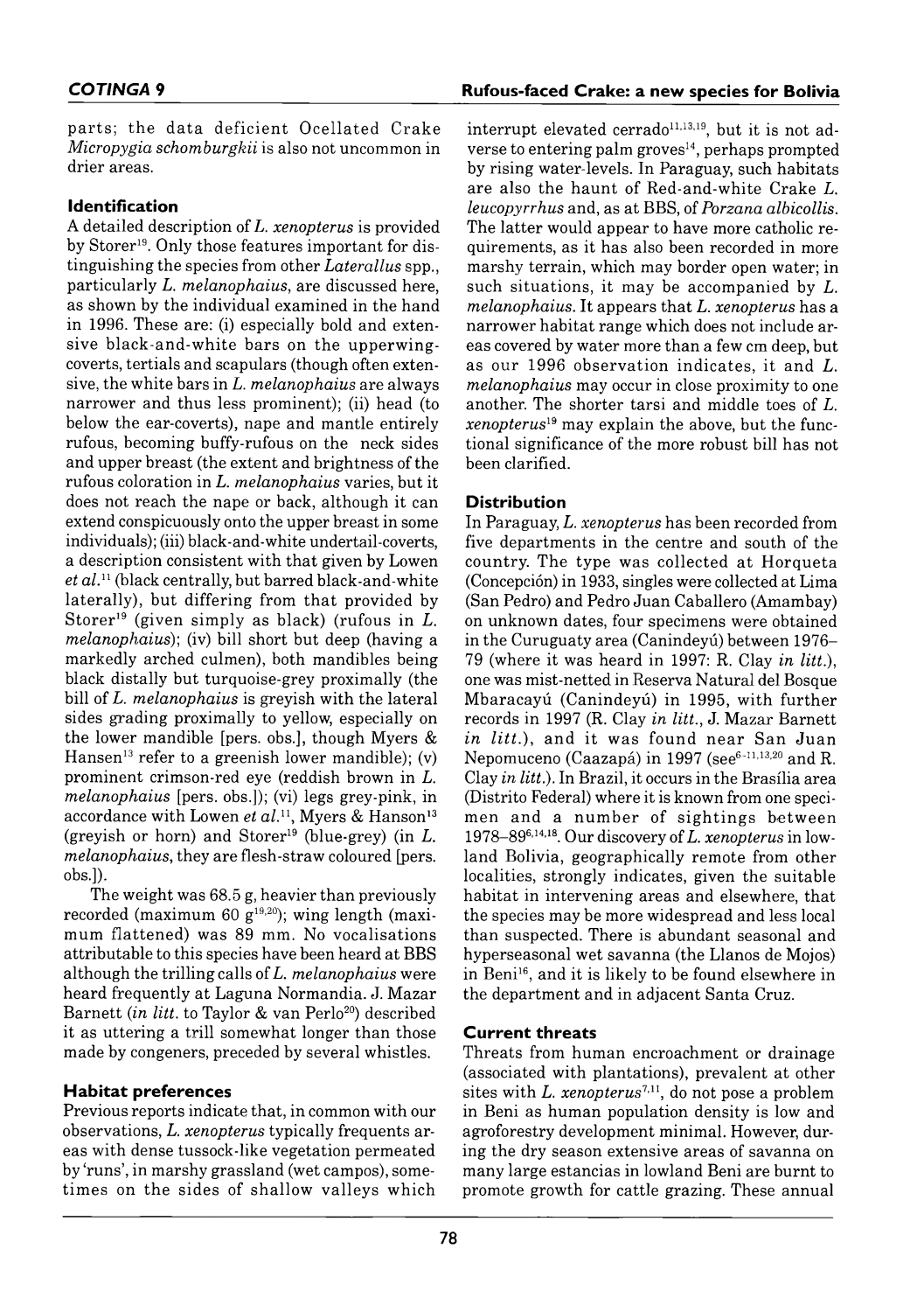parts; the data deficient Ocellated Crake *Micropygia schomburgkii* is also not uncommon in drier areas.

## Identification

A detailed description of *L. xenopterus* is provided by Storer[19]. Only those features important for distinguishing the species from other *Laterallus* spp., particularly *L. melanophaius*, are discussed here, as shown by the individual examined in the hand in 1996. These are: (i) especially bold and extensive black-and-white bars on the upperwing-coverts, tertials and scapulars (though often extensive, the white bars in *L. melanophaius* are always narrower and thus less prominent); (ii) head (to below the ear-coverts), nape and mantle entirely rufous, becoming buffy-rufous on the neck sides and upper breast (the extent and brightness of the rufous coloration in *L. melanophaius* varies, but it does not reach the nape or back, although it can extend conspicuously onto the upper breast in some individuals); (iii) black-and-white undertail-coverts, a description consistent with that given by Lowen *et al.*[11] (black centrally, but barred black-and-white laterally), but differing from that provided by Storer[19] (given simply as black) (rufous in *L. melanophaius*); (iv) bill short but deep (having a markedly arched culmen), both mandibles being black distally but turquoise-grey proximally (the bill of *L. melanophaius* is greyish with the lateral sides grading proximally to yellow, especially on the lower mandible [pers. obs.], though Myers & Hansen[13] refer to a greenish lower mandible); (v) prominent crimson-red eye (reddish brown in *L. melanophaius* [pers. obs.]); (vi) legs grey-pink, in accordance with Lowen *et al.*[11], Myers & Hanson[13] (greyish or horn) and Storer[19] (blue-grey) (in *L. melanophaius*, they are flesh-straw coloured [pers. obs.]).

The weight was 68.5 g, heavier than previously recorded (maximum 60 g[19,20]); wing length (maximum flattened) was 89 mm. No vocalisations attributable to this species have been heard at BBS although the trilling calls of *L. melanophaius* were heard frequently at Laguna Normandia. J. Mazar Barnett (*in litt.* to Taylor & van Perlo[20]) described it as uttering a trill somewhat longer than those made by congeners, preceded by several whistles.

## Habitat preferences

Previous reports indicate that, in common with our observations, *L. xenopterus* typically frequents areas with dense tussock-like vegetation permeated by 'runs', in marshy grassland (wet campos), sometimes on the sides of shallow valleys which interrupt elevated cerrado[11,13,19], but it is not adverse to entering palm groves[14], perhaps prompted by rising water-levels. In Paraguay, such habitats are also the haunt of Red-and-white Crake *L. leucopyrrhus* and, as at BBS, of *Porzana albicollis*. The latter would appear to have more catholic requirements, as it has also been recorded in more marshy terrain, which may border open water; in such situations, it may be accompanied by *L. melanophaius*. It appears that *L. xenopterus* has a narrower habitat range which does not include areas covered by water more than a few cm deep, but as our 1996 observation indicates, it and *L. melanophaius* may occur in close proximity to one another. The shorter tarsi and middle toes of *L. xenopterus*[19] may explain the above, but the functional significance of the more robust bill has not been clarified.

## Distribution

In Paraguay, *L. xenopterus* has been recorded from five departments in the centre and south of the country. The type was collected at Horqueta (Concepción) in 1933, singles were collected at Lima (San Pedro) and Pedro Juan Caballero (Amambay) on unknown dates, four specimens were obtained in the Curuguaty area (Canindeyú) between 1976–79 (where it was heard in 1997: R. Clay *in litt.*), one was mist-netted in Reserva Natural del Bosque Mbaracayú (Canindeyú) in 1995, with further records in 1997 (R. Clay *in litt.*, J. Mazar Barnett *in litt.*), and it was found near San Juan Nepomuceno (Caazapá) in 1997 (see[6–11,13,20] and R. Clay *in litt.*). In Brazil, it occurs in the Brasília area (Distrito Federal) where it is known from one specimen and a number of sightings between 1978–89[6,14,18]. Our discovery of *L. xenopterus* in lowland Bolivia, geographically remote from other localities, strongly indicates, given the suitable habitat in intervening areas and elsewhere, that the species may be more widespread and less local than suspected. There is abundant seasonal and hyperseasonal wet savanna (the Llanos de Mojos) in Beni[16], and it is likely to be found elsewhere in the department and in adjacent Santa Cruz.

## Current threats

Threats from human encroachment or drainage (associated with plantations), prevalent at other sites with *L. xenopterus*[7,11], do not pose a problem in Beni as human population density is low and agroforestry development minimal. However, during the dry season extensive areas of savanna on many large estancias in lowland Beni are burnt to promote growth for cattle grazing. These annual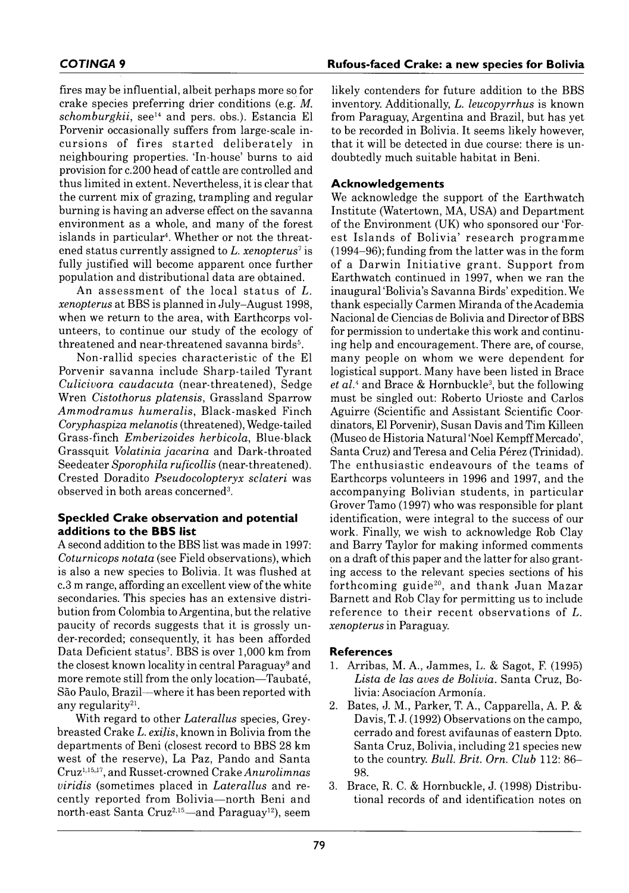fires may be influential, albeit perhaps more so for crake species preferring drier conditions (e.g. *M. schomburgkii*, see[14] and pers. obs.). Estancia El Porvenir occasionally suffers from large-scale incursions of fires started deliberately in neighbouring properties. 'In-house' burns to aid provision for c.200 head of cattle are controlled and thus limited in extent. Nevertheless, it is clear that the current mix of grazing, trampling and regular burning is having an adverse effect on the savanna environment as a whole, and many of the forest islands in particular[4]. Whether or not the threatened status currently assigned to *L. xenopterus*[7] is fully justified will become apparent once further population and distributional data are obtained.

An assessment of the local status of *L. xenopterus* at BBS is planned in July–August 1998, when we return to the area, with Earthcorps volunteers, to continue our study of the ecology of threatened and near-threatened savanna birds[5].

Non-rallid species characteristic of the El Porvenir savanna include Sharp-tailed Tyrant *Culicivora caudacuta* (near-threatened), Sedge Wren *Cistothorus platensis*, Grassland Sparrow *Ammodramus humeralis*, Black-masked Finch *Coryphaspiza melanotis* (threatened), Wedge-tailed Grass-finch *Emberizoides herbicola*, Blue-black Grassquit *Volatinia jacarina* and Dark-throated Seedeater *Sporophila ruficollis* (near-threatened). Crested Doradito *Pseudocolopteryx sclateri* was observed in both areas concerned[3].

### Speckled Crake observation and potential additions to the BBS list

A second addition to the BBS list was made in 1997: *Coturnicops notata* (see Field observations), which is also a new species to Bolivia. It was flushed at c.3 m range, affording an excellent view of the white secondaries. This species has an extensive distribution from Colombia to Argentina, but the relative paucity of records suggests that it is grossly under-recorded; consequently, it has been afforded Data Deficient status[7]. BBS is over 1,000 km from the closest known locality in central Paraguay[9] and more remote still from the only location—Taubaté, São Paulo, Brazil—where it has been reported with any regularity[21].

With regard to other *Laterallus* species, Grey-breasted Crake *L. exilis*, known in Bolivia from the departments of Beni (closest record to BBS 28 km west of the reserve), La Paz, Pando and Santa Cruz[1,15,17], and Russet-crowned Crake *Anurolimnas viridis* (sometimes placed in *Laterallus* and recently reported from Bolivia—north Beni and north-east Santa Cruz[2,15]—and Paraguay[12]), seem likely contenders for future addition to the BBS inventory. Additionally, *L. leucopyrrhus* is known from Paraguay, Argentina and Brazil, but has yet to be recorded in Bolivia. It seems likely however, that it will be detected in due course: there is undoubtedly much suitable habitat in Beni.

### Acknowledgements

We acknowledge the support of the Earthwatch Institute (Watertown, MA, USA) and Department of the Environment (UK) who sponsored our 'Forest Islands of Bolivia' research programme (1994–96); funding from the latter was in the form of a Darwin Initiative grant. Support from Earthwatch continued in 1997, when we ran the inaugural 'Bolivia's Savanna Birds' expedition. We thank especially Carmen Miranda of the Academia Nacional de Ciencias de Bolivia and Director of BBS for permission to undertake this work and continuing help and encouragement. There are, of course, many people on whom we were dependent for logistical support. Many have been listed in Brace *et al.*[4] and Brace & Hornbuckle[3], but the following must be singled out: Roberto Urioste and Carlos Aguirre (Scientific and Assistant Scientific Coordinators, El Porvenir), Susan Davis and Tim Killeen (Museo de Historia Natural 'Noel Kempff Mercado', Santa Cruz) and Teresa and Celia Pérez (Trinidad). The enthusiastic endeavours of the teams of Earthcorps volunteers in 1996 and 1997, and the accompanying Bolivian students, in particular Grover Tamo (1997) who was responsible for plant identification, were integral to the success of our work. Finally, we wish to acknowledge Rob Clay and Barry Taylor for making informed comments on a draft of this paper and the latter for also granting access to the relevant species sections of his forthcoming guide[20], and thank Juan Mazar Barnett and Rob Clay for permitting us to include reference to their recent observations of *L. xenopterus* in Paraguay.

### References

1. Arribas, M. A., Jammes, L. & Sagot, F. (1995) *Lista de las aves de Bolivia*. Santa Cruz, Bolivia: Asociacíon Armonía.
2. Bates, J. M., Parker, T. A., Capparella, A. P. & Davis, T. J. (1992) Observations on the campo, cerrado and forest avifaunas of eastern Dpto. Santa Cruz, Bolivia, including 21 species new to the country. *Bull. Brit. Orn. Club* 112: 86–98.
3. Brace, R. C. & Hornbuckle, J. (1998) Distributional records of and identification notes on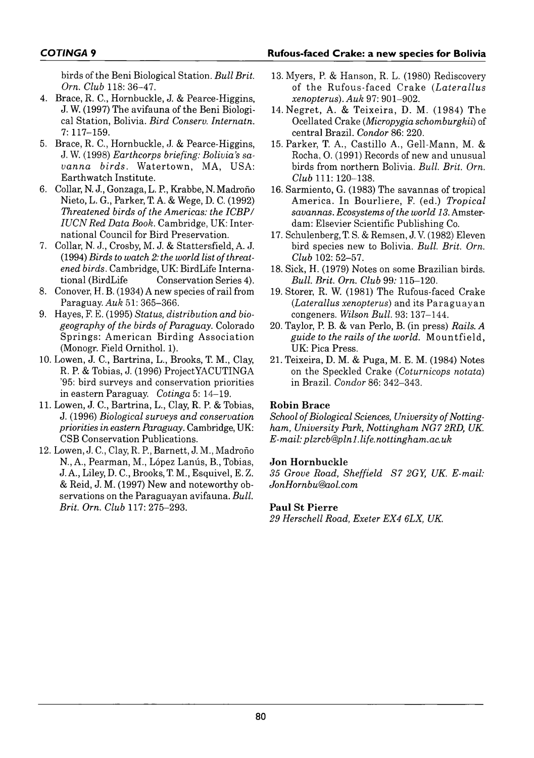birds of the Beni Biological Station. *Bull Brit. Orn. Club* 118: 36–47.

4. Brace, R. C., Hornbuckle, J. & Pearce-Higgins, J. W. (1997) The avifauna of the Beni Biological Station, Bolivia. *Bird Conserv. Internatn.* 7: 117–159.
5. Brace, R. C., Hornbuckle, J. & Pearce-Higgins, J. W. (1998) *Earthcorps briefing: Bolivia's savanna birds*. Watertown, MA, USA: Earthwatch Institute.
6. Collar, N. J., Gonzaga, L. P., Krabbe, N. Madroño Nieto, L. G., Parker, T. A. & Wege, D. C. (1992) *Threatened birds of the Americas: the ICBP/IUCN Red Data Book*. Cambridge, UK: International Council for Bird Preservation.
7. Collar, N. J., Crosby, M. J. & Stattersfield, A. J. (1994) *Birds to watch 2: the world list of threatened birds*. Cambridge, UK: BirdLife International (BirdLife Conservation Series 4).
8. Conover, H. B. (1934) A new species of rail from Paraguay. *Auk* 51: 365–366.
9. Hayes, F. E. (1995) *Status, distribution and biogeography of the birds of Paraguay*. Colorado Springs: American Birding Association (Monogr. Field Ornithol. 1).
10. Lowen, J. C., Bartrina, L., Brooks, T. M., Clay, R. P. & Tobias, J. (1996) ProjectYACUTINGA '95: bird surveys and conservation priorities in eastern Paraguay. *Cotinga* 5: 14–19.
11. Lowen, J. C., Bartrina, L., Clay, R. P. & Tobias, J. (1996) *Biological surveys and conservation priorities in eastern Paraguay*. Cambridge, UK: CSB Conservation Publications.
12. Lowen, J. C., Clay, R. P., Barnett, J. M., Madroño N., A., Pearman, M., López Lanús, B., Tobias, J. A., Liley, D. C., Brooks, T. M., Esquivel, E. Z. & Reid, J. M. (1997) New and noteworthy observations on the Paraguayan avifauna. *Bull. Brit. Orn. Club* 117: 275–293.
13. Myers, P. & Hanson, R. L. (1980) Rediscovery of the Rufous-faced Crake (*Laterallus xenopterus*). *Auk* 97: 901–902.
14. Negret, A. & Teixeira, D. M. (1984) The Ocellated Crake (*Micropygia schomburgkii*) of central Brazil. *Condor* 86: 220.
15. Parker, T. A., Castillo A., Gell-Mann, M. & Rocha, O. (1991) Records of new and unusual birds from northern Bolivia. *Bull. Brit. Orn. Club* 111: 120–138.
16. Sarmiento, G. (1983) The savannas of tropical America. In Bourliere, F. (ed.) *Tropical savannas. Ecosystems of the world 13.* Amsterdam: Elsevier Scientific Publishing Co.
17. Schulenberg, T. S. & Remsen, J. V. (1982) Eleven bird species new to Bolivia. *Bull. Brit. Orn. Club* 102: 52–57.
18. Sick, H. (1979) Notes on some Brazilian birds. *Bull. Brit. Orn. Club* 99: 115–120.
19. Storer, R. W. (1981) The Rufous-faced Crake (*Laterallus xenopterus*) and its Paraguayan congeners. *Wilson Bull.* 93: 137–144.
20. Taylor, P. B. & van Perlo, B. (in press) *Rails. A guide to the rails of the world.* Mountfield, UK: Pica Press.
21. Teixeira, D. M. & Puga, M. E. M. (1984) Notes on the Speckled Crake (*Coturnicops notata*) in Brazil. *Condor* 86: 342–343.

**Robin Brace**

*School of Biological Sciences, University of Nottingham, University Park, Nottingham NG7 2RD, UK. E-mail: plzrcb@pln1.life.nottingham.ac.uk*

**Jon Hornbuckle**

*35 Grove Road, Sheffield S7 2GY, UK. E-mail: JonHornbu@aol.com*

**Paul St Pierre**

*29 Herschell Road, Exeter EX4 6LX, UK.*